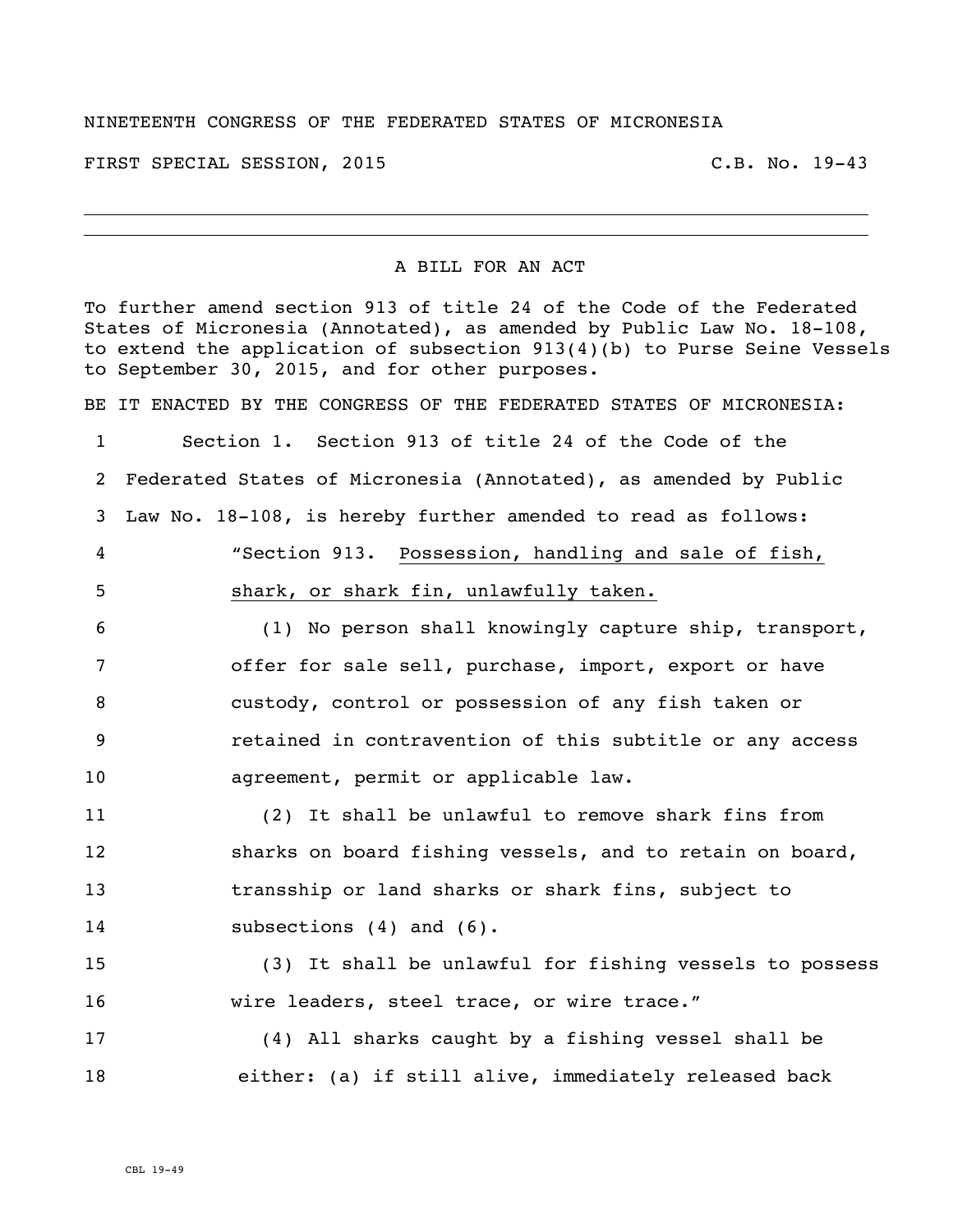NINETEENTH CONGRESS OF THE FEDERATED STATES OF MICRONESIA

FIRST SPECIAL SESSION, 2015 C.B. No. 19-43

---

A BILL FOR AN ACT

To further amend section 913 of title 24 of the Code of the Federated States of Micronesia (Annotated), as amended by Public Law No. 18-108, to extend the application of subsection 913(4)(b) to Purse Seine Vessels to September 30, 2015, and for other purposes.

BE IT ENACTED BY THE CONGRESS OF THE FEDERATED STATES OF MICRONESIA:

1 Section 1. Section 913 of title 24 of the Code of the
2 Federated States of Micronesia (Annotated), as amended by Public
3 Law No. 18-108, is hereby further amended to read as follows:
4 "Section 913. Possession, handling and sale of fish,
5 shark, or shark fin, unlawfully taken.
6 (1) No person shall knowingly capture ship, transport,
7 offer for sale sell, purchase, import, export or have
8 custody, control or possession of any fish taken or
9 retained in contravention of this subtitle or any access
10 agreement, permit or applicable law.
11 (2) It shall be unlawful to remove shark fins from
12 sharks on board fishing vessels, and to retain on board,
13 transship or land sharks or shark fins, subject to
14 subsections (4) and (6).
15 (3) It shall be unlawful for fishing vessels to possess
16 wire leaders, steel trace, or wire trace."
17 (4) All sharks caught by a fishing vessel shall be
18 either: (a) if still alive, immediately released back

CBL 19-49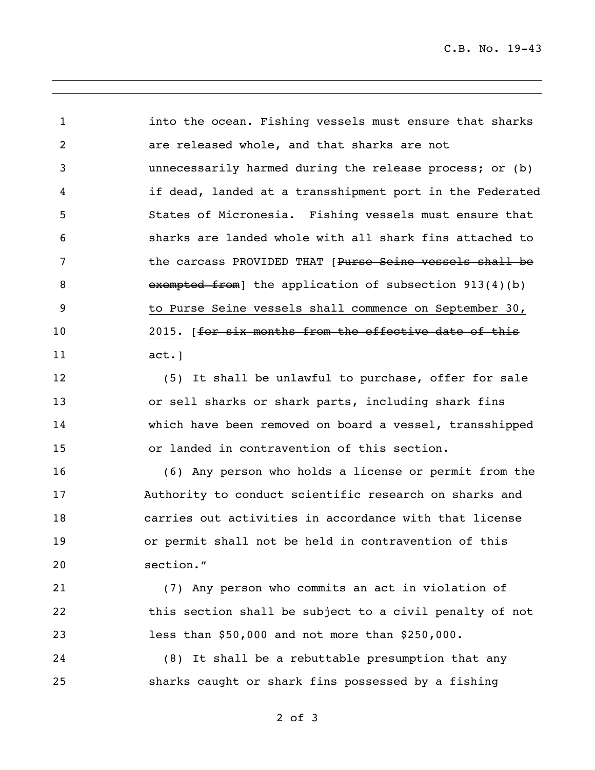into the ocean. Fishing vessels must ensure that sharks are released whole, and that sharks are not unnecessarily harmed during the release process; or (b) if dead, landed at a transshipment port in the Federated States of Micronesia. Fishing vessels must ensure that sharks are landed whole with all shark fins attached to the carcass PROVIDED THAT [~~Purse Seine vessels shall be exempted from~~] the application of subsection 913(4)(b) to Purse Seine vessels shall commence on September 30, 2015. [~~for six months from the effective date of this act.~~]

(5) It shall be unlawful to purchase, offer for sale or sell sharks or shark parts, including shark fins which have been removed on board a vessel, transshipped or landed in contravention of this section.

(6) Any person who holds a license or permit from the Authority to conduct scientific research on sharks and carries out activities in accordance with that license or permit shall not be held in contravention of this section."

(7) Any person who commits an act in violation of this section shall be subject to a civil penalty of not less than $50,000 and not more than $250,000.

(8) It shall be a rebuttable presumption that any sharks caught or shark fins possessed by a fishing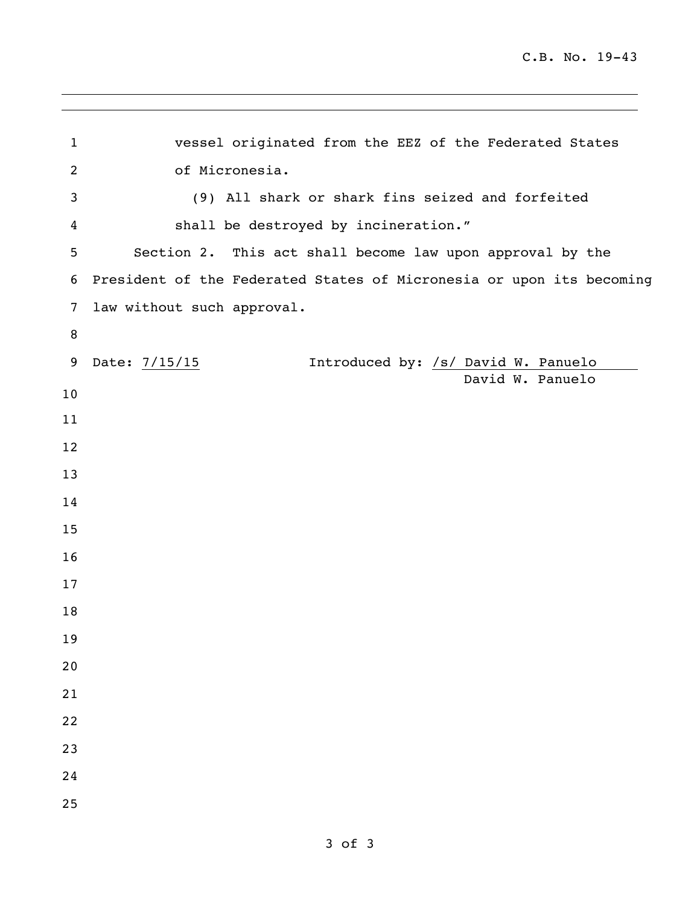vessel originated from the EEZ of the Federated States of Micronesia.

(9) All shark or shark fins seized and forfeited shall be destroyed by incineration."

Section 2. This act shall become law upon approval by the President of the Federated States of Micronesia or upon its becoming law without such approval.

Date: 7/15/15

Introduced by: /s/ David W. Panuelo
David W. Panuelo